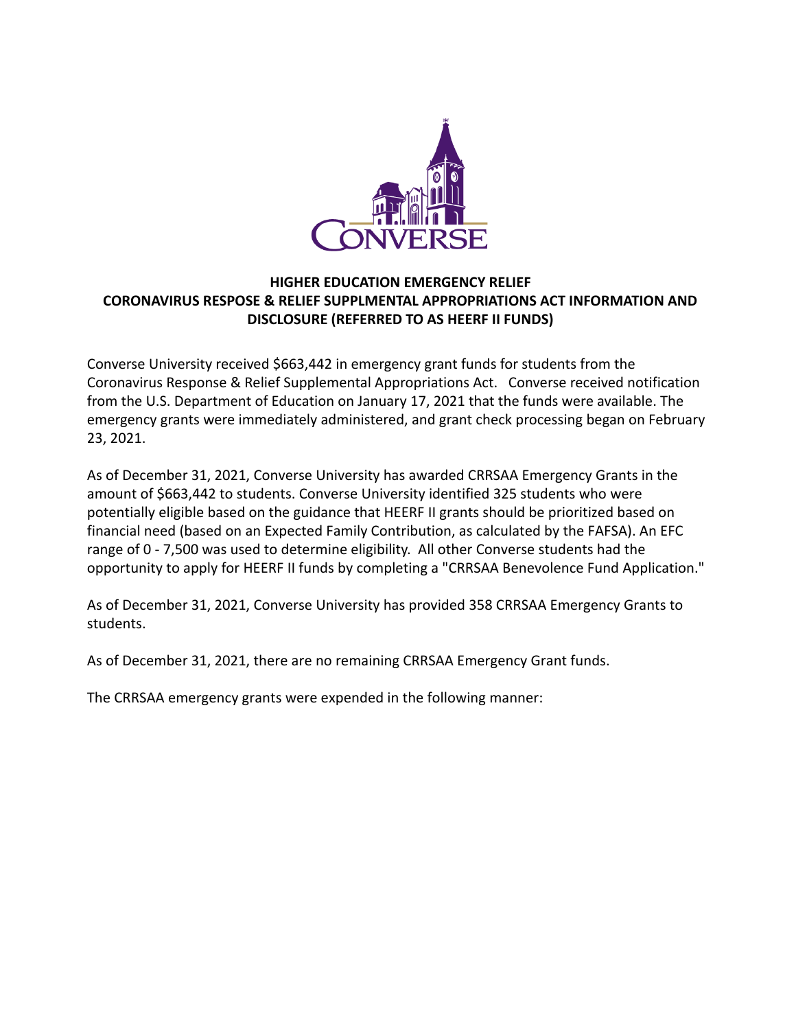# HIGHER EDUCATION EMERGENCY RELIEF CORONAVIRUS RESPOSE & RELIEF SUPPLMENTAL APPROPRIATIONS ACT INFORMATION AND DISCLOSURE (REFERRED TO AS HEERF II FUNDS)

Converse University received $663,442 in emergency grant funds for students from the Coronavirus Response & Relief Supplemental Appropriations Act. Converse received notification from the U.S. Department of Education on January 17, 2021 that the funds were available. The emergency grants were immediately administered, and grant check processing began on February 23, 2021.

As of December 31, 2021, Converse University has awarded CRRSAA Emergency Grants in the amount of $663,442 to students. Converse University identified 325 students who were potentially eligible based on the guidance that HEERF II grants should be prioritized based on financial need (based on an Expected Family Contribution, as calculated by the FAFSA). An EFC range of 0 - 7,500 was used to determine eligibility. All other Converse students had the opportunity to apply for HEERF II funds by completing a "CRRSAA Benevolence Fund Application."

As of December 31, 2021, Converse University has provided 358 CRRSAA Emergency Grants to students.

As of December 31, 2021, there are no remaining CRRSAA Emergency Grant funds.

The CRRSAA emergency grants were expended in the following manner: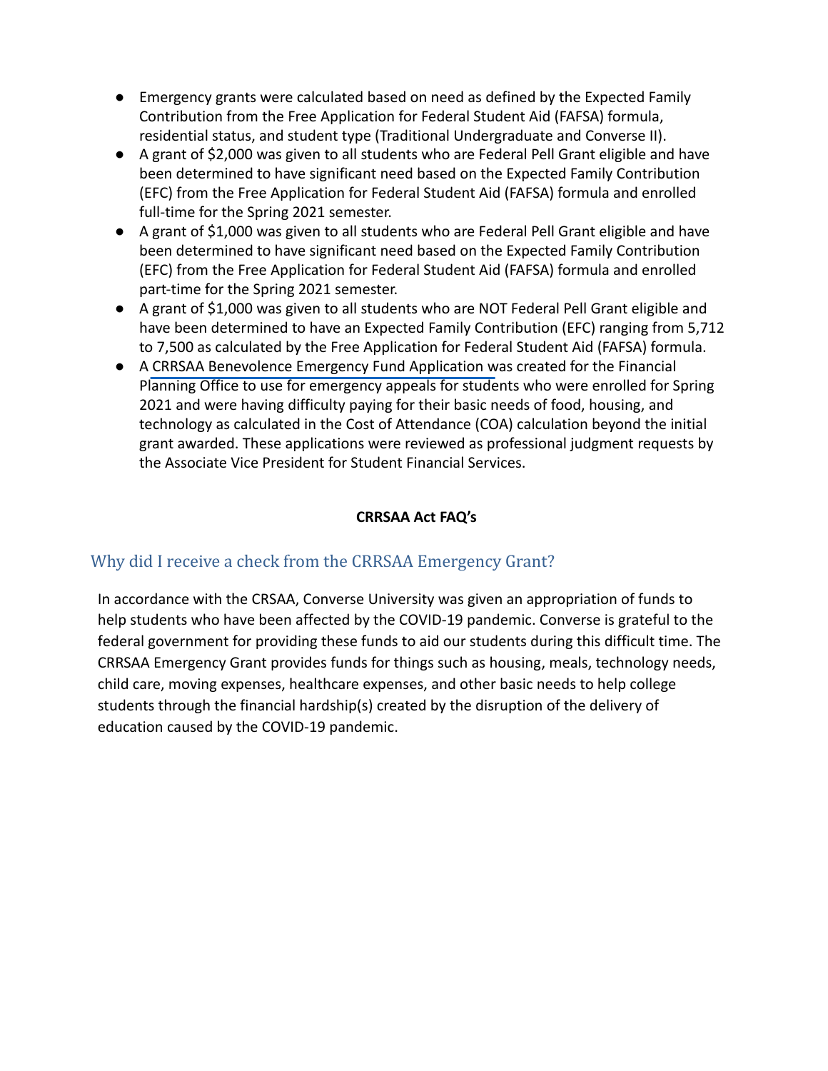- Emergency grants were calculated based on need as defined by the Expected Family Contribution from the Free Application for Federal Student Aid (FAFSA) formula, residential status, and student type (Traditional Undergraduate and Converse II).
- A grant of $2,000 was given to all students who are Federal Pell Grant eligible and have been determined to have significant need based on the Expected Family Contribution (EFC) from the Free Application for Federal Student Aid (FAFSA) formula and enrolled full-time for the Spring 2021 semester.
- A grant of $1,000 was given to all students who are Federal Pell Grant eligible and have been determined to have significant need based on the Expected Family Contribution (EFC) from the Free Application for Federal Student Aid (FAFSA) formula and enrolled part-time for the Spring 2021 semester.
- A grant of $1,000 was given to all students who are NOT Federal Pell Grant eligible and have been determined to have an Expected Family Contribution (EFC) ranging from 5,712 to 7,500 as calculated by the Free Application for Federal Student Aid (FAFSA) formula.
- A CRRSAA Benevolence Emergency Fund Application was created for the Financial Planning Office to use for emergency appeals for students who were enrolled for Spring 2021 and were having difficulty paying for their basic needs of food, housing, and technology as calculated in the Cost of Attendance (COA) calculation beyond the initial grant awarded. These applications were reviewed as professional judgment requests by the Associate Vice President for Student Financial Services.

**CRRSAA Act FAQ's**

## Why did I receive a check from the CRRSAA Emergency Grant?

In accordance with the CRSAA, Converse University was given an appropriation of funds to help students who have been affected by the COVID-19 pandemic. Converse is grateful to the federal government for providing these funds to aid our students during this difficult time. The CRRSAA Emergency Grant provides funds for things such as housing, meals, technology needs, child care, moving expenses, healthcare expenses, and other basic needs to help college students through the financial hardship(s) created by the disruption of the delivery of education caused by the COVID-19 pandemic.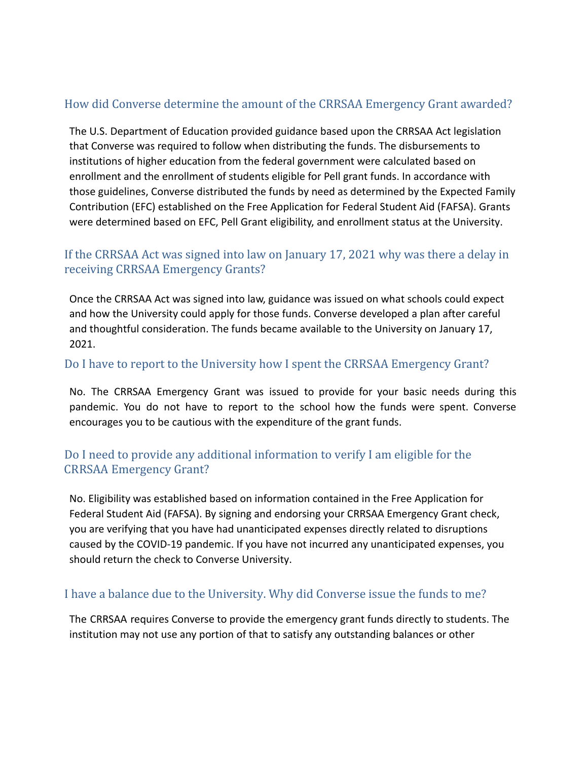## How did Converse determine the amount of the CRRSAA Emergency Grant awarded?

The U.S. Department of Education provided guidance based upon the CRRSAA Act legislation that Converse was required to follow when distributing the funds. The disbursements to institutions of higher education from the federal government were calculated based on enrollment and the enrollment of students eligible for Pell grant funds. In accordance with those guidelines, Converse distributed the funds by need as determined by the Expected Family Contribution (EFC) established on the Free Application for Federal Student Aid (FAFSA). Grants were determined based on EFC, Pell Grant eligibility, and enrollment status at the University.

## If the CRRSAA Act was signed into law on January 17, 2021 why was there a delay in receiving CRRSAA Emergency Grants?

Once the CRRSAA Act was signed into law, guidance was issued on what schools could expect and how the University could apply for those funds. Converse developed a plan after careful and thoughtful consideration. The funds became available to the University on January 17, 2021.

## Do I have to report to the University how I spent the CRRSAA Emergency Grant?

No. The CRRSAA Emergency Grant was issued to provide for your basic needs during this pandemic. You do not have to report to the school how the funds were spent. Converse encourages you to be cautious with the expenditure of the grant funds.

## Do I need to provide any additional information to verify I am eligible for the CRRSAA Emergency Grant?

No. Eligibility was established based on information contained in the Free Application for Federal Student Aid (FAFSA). By signing and endorsing your CRRSAA Emergency Grant check, you are verifying that you have had unanticipated expenses directly related to disruptions caused by the COVID-19 pandemic. If you have not incurred any unanticipated expenses, you should return the check to Converse University.

## I have a balance due to the University. Why did Converse issue the funds to me?

The CRRSAA requires Converse to provide the emergency grant funds directly to students. The institution may not use any portion of that to satisfy any outstanding balances or other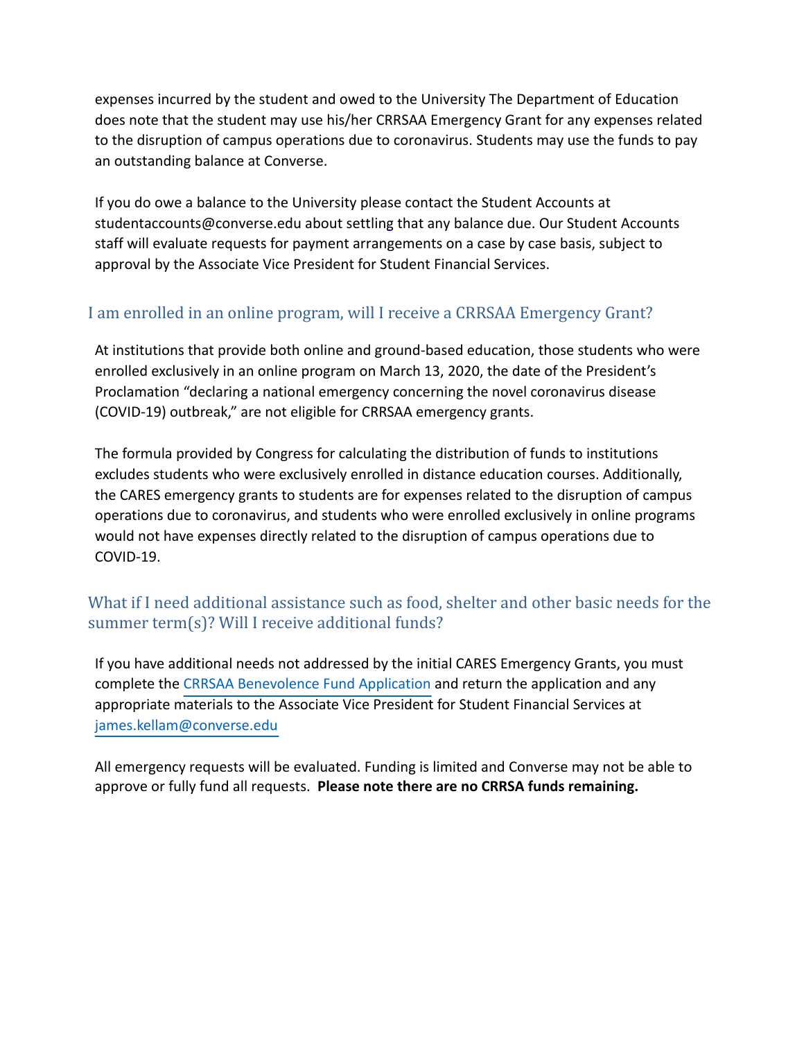expenses incurred by the student and owed to the University The Department of Education does note that the student may use his/her CRRSAA Emergency Grant for any expenses related to the disruption of campus operations due to coronavirus. Students may use the funds to pay an outstanding balance at Converse.

If you do owe a balance to the University please contact the Student Accounts at studentaccounts@converse.edu about settling that any balance due. Our Student Accounts staff will evaluate requests for payment arrangements on a case by case basis, subject to approval by the Associate Vice President for Student Financial Services.

## I am enrolled in an online program, will I receive a CRRSAA Emergency Grant?

At institutions that provide both online and ground-based education, those students who were enrolled exclusively in an online program on March 13, 2020, the date of the President's Proclamation "declaring a national emergency concerning the novel coronavirus disease (COVID-19) outbreak," are not eligible for CRRSAA emergency grants.

The formula provided by Congress for calculating the distribution of funds to institutions excludes students who were exclusively enrolled in distance education courses. Additionally, the CARES emergency grants to students are for expenses related to the disruption of campus operations due to coronavirus, and students who were enrolled exclusively in online programs would not have expenses directly related to the disruption of campus operations due to COVID-19.

## What if I need additional assistance such as food, shelter and other basic needs for the summer term(s)? Will I receive additional funds?

If you have additional needs not addressed by the initial CARES Emergency Grants, you must complete the CRRSAA Benevolence Fund Application and return the application and any appropriate materials to the Associate Vice President for Student Financial Services at james.kellam@converse.edu

All emergency requests will be evaluated. Funding is limited and Converse may not be able to approve or fully fund all requests. **Please note there are no CRRSA funds remaining.**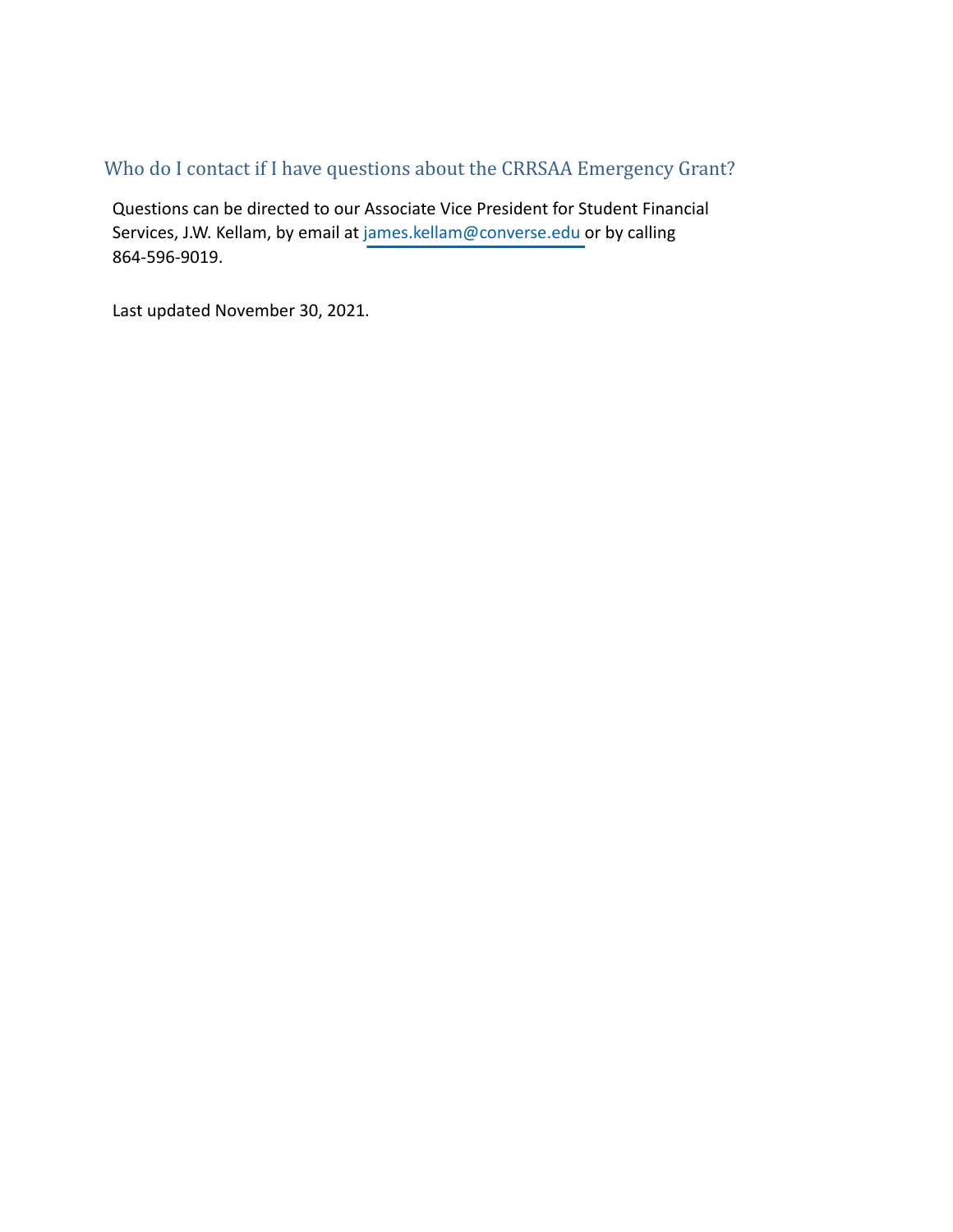## Who do I contact if I have questions about the CRRSAA Emergency Grant?

Questions can be directed to our Associate Vice President for Student Financial Services, J.W. Kellam, by email at james.kellam@converse.edu or by calling 864-596-9019.

Last updated November 30, 2021.